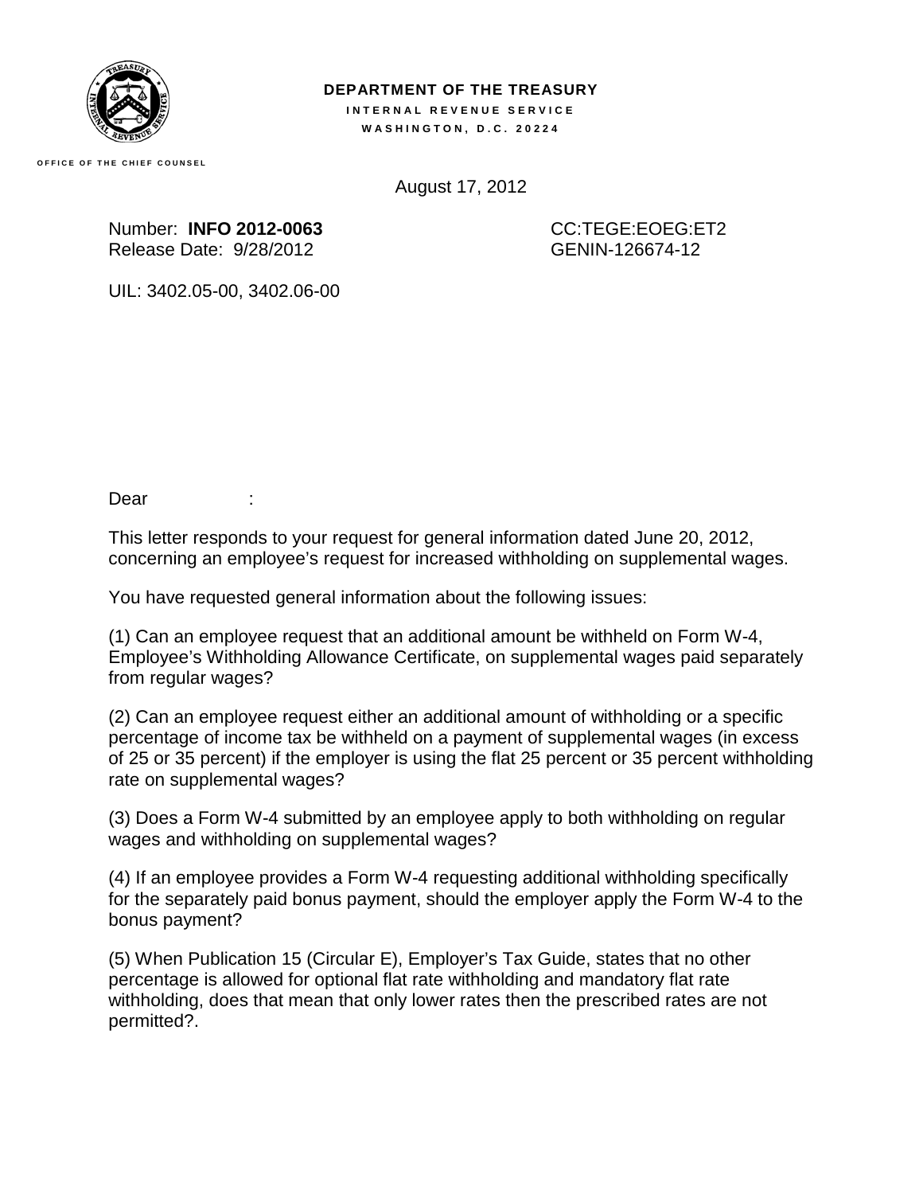**DEPARTMENT OF THE TREASURY**
**INTERNAL REVENUE SERVICE**
**WASHINGTON, D.C. 20224**

OFFICE OF THE CHIEF COUNSEL

August 17, 2012

Number: **INFO 2012-0063**
Release Date: 9/28/2012

CC:TEGE:EOEG:ET2
GENIN-126674-12

UIL: 3402.05-00, 3402.06-00

Dear :

This letter responds to your request for general information dated June 20, 2012, concerning an employee's request for increased withholding on supplemental wages.

You have requested general information about the following issues:

(1) Can an employee request that an additional amount be withheld on Form W-4, Employee's Withholding Allowance Certificate, on supplemental wages paid separately from regular wages?

(2) Can an employee request either an additional amount of withholding or a specific percentage of income tax be withheld on a payment of supplemental wages (in excess of 25 or 35 percent) if the employer is using the flat 25 percent or 35 percent withholding rate on supplemental wages?

(3) Does a Form W-4 submitted by an employee apply to both withholding on regular wages and withholding on supplemental wages?

(4) If an employee provides a Form W-4 requesting additional withholding specifically for the separately paid bonus payment, should the employer apply the Form W-4 to the bonus payment?

(5) When Publication 15 (Circular E), Employer's Tax Guide, states that no other percentage is allowed for optional flat rate withholding and mandatory flat rate withholding, does that mean that only lower rates then the prescribed rates are not permitted?.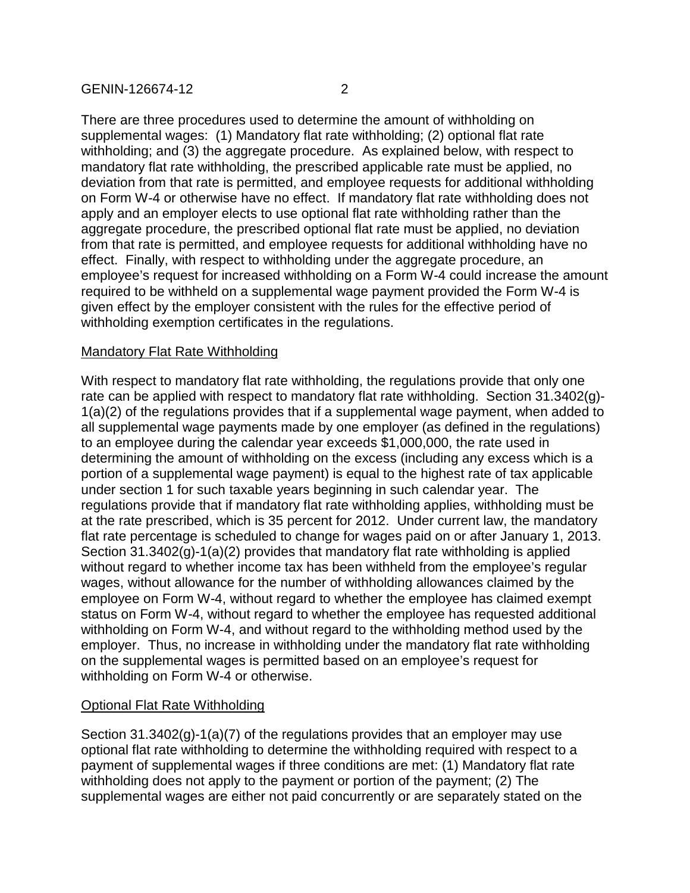There are three procedures used to determine the amount of withholding on supplemental wages: (1) Mandatory flat rate withholding; (2) optional flat rate withholding; and (3) the aggregate procedure. As explained below, with respect to mandatory flat rate withholding, the prescribed applicable rate must be applied, no deviation from that rate is permitted, and employee requests for additional withholding on Form W-4 or otherwise have no effect. If mandatory flat rate withholding does not apply and an employer elects to use optional flat rate withholding rather than the aggregate procedure, the prescribed optional flat rate must be applied, no deviation from that rate is permitted, and employee requests for additional withholding have no effect. Finally, with respect to withholding under the aggregate procedure, an employee's request for increased withholding on a Form W-4 could increase the amount required to be withheld on a supplemental wage payment provided the Form W-4 is given effect by the employer consistent with the rules for the effective period of withholding exemption certificates in the regulations.

## Mandatory Flat Rate Withholding

With respect to mandatory flat rate withholding, the regulations provide that only one rate can be applied with respect to mandatory flat rate withholding. Section 31.3402(g)-1(a)(2) of the regulations provides that if a supplemental wage payment, when added to all supplemental wage payments made by one employer (as defined in the regulations) to an employee during the calendar year exceeds $1,000,000, the rate used in determining the amount of withholding on the excess (including any excess which is a portion of a supplemental wage payment) is equal to the highest rate of tax applicable under section 1 for such taxable years beginning in such calendar year. The regulations provide that if mandatory flat rate withholding applies, withholding must be at the rate prescribed, which is 35 percent for 2012. Under current law, the mandatory flat rate percentage is scheduled to change for wages paid on or after January 1, 2013. Section 31.3402(g)-1(a)(2) provides that mandatory flat rate withholding is applied without regard to whether income tax has been withheld from the employee's regular wages, without allowance for the number of withholding allowances claimed by the employee on Form W-4, without regard to whether the employee has claimed exempt status on Form W-4, without regard to whether the employee has requested additional withholding on Form W-4, and without regard to the withholding method used by the employer. Thus, no increase in withholding under the mandatory flat rate withholding on the supplemental wages is permitted based on an employee's request for withholding on Form W-4 or otherwise.

## Optional Flat Rate Withholding

Section 31.3402(g)-1(a)(7) of the regulations provides that an employer may use optional flat rate withholding to determine the withholding required with respect to a payment of supplemental wages if three conditions are met: (1) Mandatory flat rate withholding does not apply to the payment or portion of the payment; (2) The supplemental wages are either not paid concurrently or are separately stated on the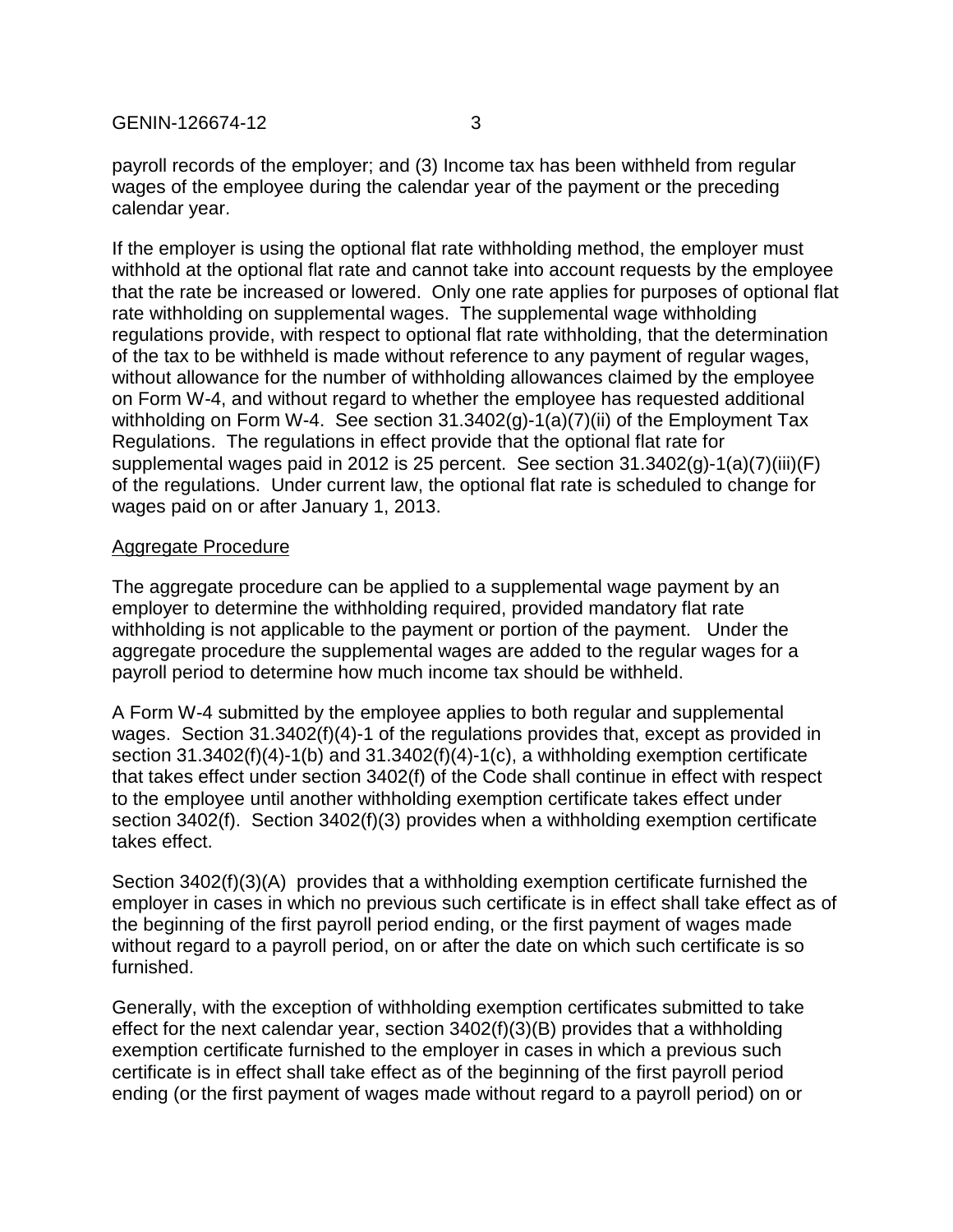payroll records of the employer; and (3) Income tax has been withheld from regular wages of the employee during the calendar year of the payment or the preceding calendar year.

If the employer is using the optional flat rate withholding method, the employer must withhold at the optional flat rate and cannot take into account requests by the employee that the rate be increased or lowered. Only one rate applies for purposes of optional flat rate withholding on supplemental wages. The supplemental wage withholding regulations provide, with respect to optional flat rate withholding, that the determination of the tax to be withheld is made without reference to any payment of regular wages, without allowance for the number of withholding allowances claimed by the employee on Form W-4, and without regard to whether the employee has requested additional withholding on Form W-4. See section 31.3402(g)-1(a)(7)(ii) of the Employment Tax Regulations. The regulations in effect provide that the optional flat rate for supplemental wages paid in 2012 is 25 percent. See section 31.3402(g)-1(a)(7)(iii)(F) of the regulations. Under current law, the optional flat rate is scheduled to change for wages paid on or after January 1, 2013.

<u>Aggregate Procedure</u>

The aggregate procedure can be applied to a supplemental wage payment by an employer to determine the withholding required, provided mandatory flat rate withholding is not applicable to the payment or portion of the payment. Under the aggregate procedure the supplemental wages are added to the regular wages for a payroll period to determine how much income tax should be withheld.

A Form W-4 submitted by the employee applies to both regular and supplemental wages. Section 31.3402(f)(4)-1 of the regulations provides that, except as provided in section 31.3402(f)(4)-1(b) and 31.3402(f)(4)-1(c), a withholding exemption certificate that takes effect under section 3402(f) of the Code shall continue in effect with respect to the employee until another withholding exemption certificate takes effect under section 3402(f). Section 3402(f)(3) provides when a withholding exemption certificate takes effect.

Section 3402(f)(3)(A) provides that a withholding exemption certificate furnished the employer in cases in which no previous such certificate is in effect shall take effect as of the beginning of the first payroll period ending, or the first payment of wages made without regard to a payroll period, on or after the date on which such certificate is so furnished.

Generally, with the exception of withholding exemption certificates submitted to take effect for the next calendar year, section 3402(f)(3)(B) provides that a withholding exemption certificate furnished to the employer in cases in which a previous such certificate is in effect shall take effect as of the beginning of the first payroll period ending (or the first payment of wages made without regard to a payroll period) on or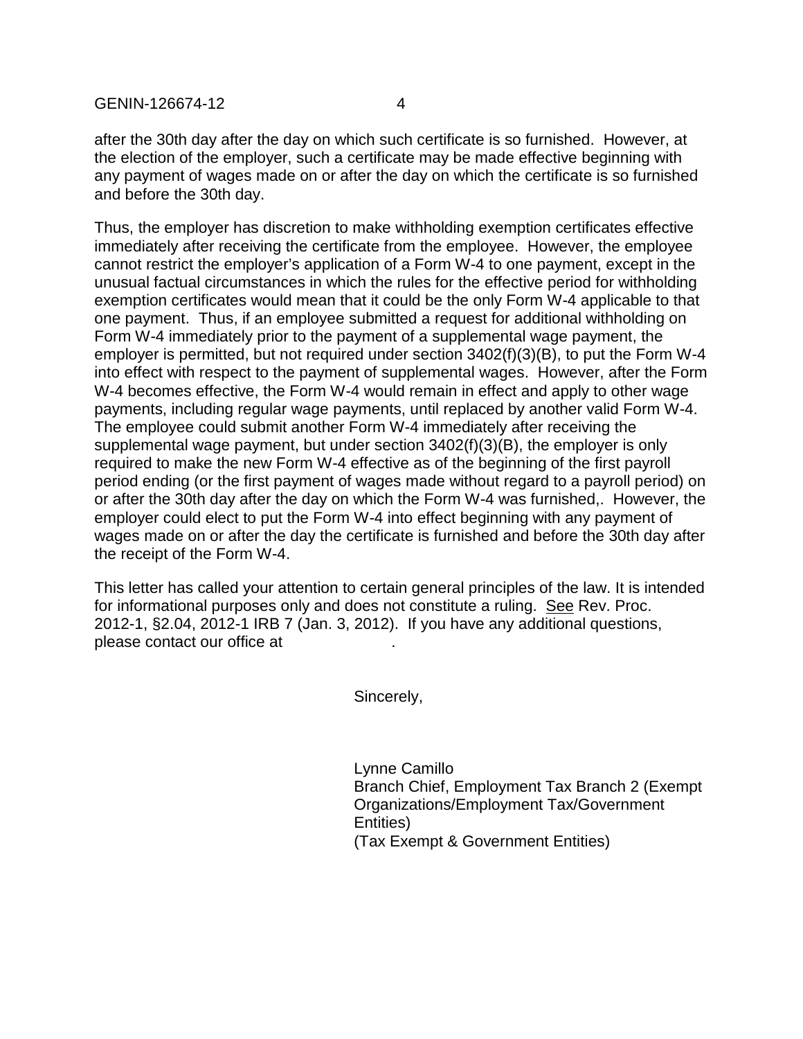after the 30th day after the day on which such certificate is so furnished. However, at the election of the employer, such a certificate may be made effective beginning with any payment of wages made on or after the day on which the certificate is so furnished and before the 30th day.

Thus, the employer has discretion to make withholding exemption certificates effective immediately after receiving the certificate from the employee. However, the employee cannot restrict the employer's application of a Form W-4 to one payment, except in the unusual factual circumstances in which the rules for the effective period for withholding exemption certificates would mean that it could be the only Form W-4 applicable to that one payment. Thus, if an employee submitted a request for additional withholding on Form W-4 immediately prior to the payment of a supplemental wage payment, the employer is permitted, but not required under section 3402(f)(3)(B), to put the Form W-4 into effect with respect to the payment of supplemental wages. However, after the Form W-4 becomes effective, the Form W-4 would remain in effect and apply to other wage payments, including regular wage payments, until replaced by another valid Form W-4. The employee could submit another Form W-4 immediately after receiving the supplemental wage payment, but under section 3402(f)(3)(B), the employer is only required to make the new Form W-4 effective as of the beginning of the first payroll period ending (or the first payment of wages made without regard to a payroll period) on or after the 30th day after the day on which the Form W-4 was furnished,. However, the employer could elect to put the Form W-4 into effect beginning with any payment of wages made on or after the day the certificate is furnished and before the 30th day after the receipt of the Form W-4.

This letter has called your attention to certain general principles of the law. It is intended for informational purposes only and does not constitute a ruling. See Rev. Proc. 2012-1, §2.04, 2012-1 IRB 7 (Jan. 3, 2012). If you have any additional questions, please contact our office at .

Sincerely,

Lynne Camillo
Branch Chief, Employment Tax Branch 2 (Exempt Organizations/Employment Tax/Government Entities)
(Tax Exempt & Government Entities)